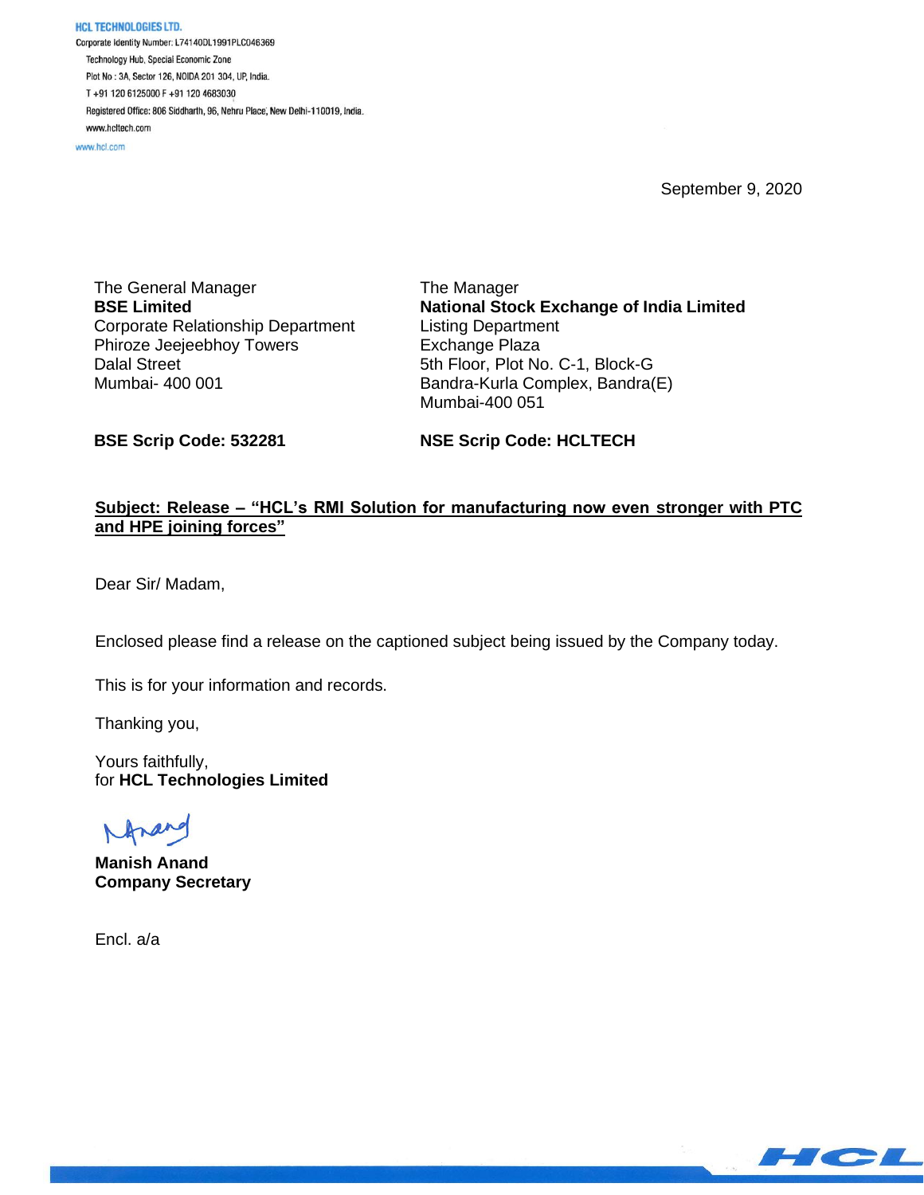**HCL TECHNOLOGIES LTD.**
Corporate Identity Number: L74140DL1991PLC046369
Technology Hub, Special Economic Zone
Plot No : 3A, Sector 126, NOIDA 201 304, UP, India.
T +91 120 6125000 F +91 120 4683030
Registered Office: 806 Siddharth, 96, Nehru Place, New Delhi-110019, India.
www.hcltech.com
www.hcl.com

September 9, 2020

The General Manager
**BSE Limited**
Corporate Relationship Department
Phiroze Jeejeebhoy Towers
Dalal Street
Mumbai- 400 001

**BSE Scrip Code: 532281**

The Manager
**National Stock Exchange of India Limited**
Listing Department
Exchange Plaza
5th Floor, Plot No. C-1, Block-G
Bandra-Kurla Complex, Bandra(E)
Mumbai-400 051

**NSE Scrip Code: HCLTECH**

**Subject: Release – "HCL's RMI Solution for manufacturing now even stronger with PTC and HPE joining forces"**

Dear Sir/ Madam,

Enclosed please find a release on the captioned subject being issued by the Company today.

This is for your information and records.

Thanking you,

Yours faithfully,
for **HCL Technologies Limited**

**Manish Anand**
**Company Secretary**

Encl. a/a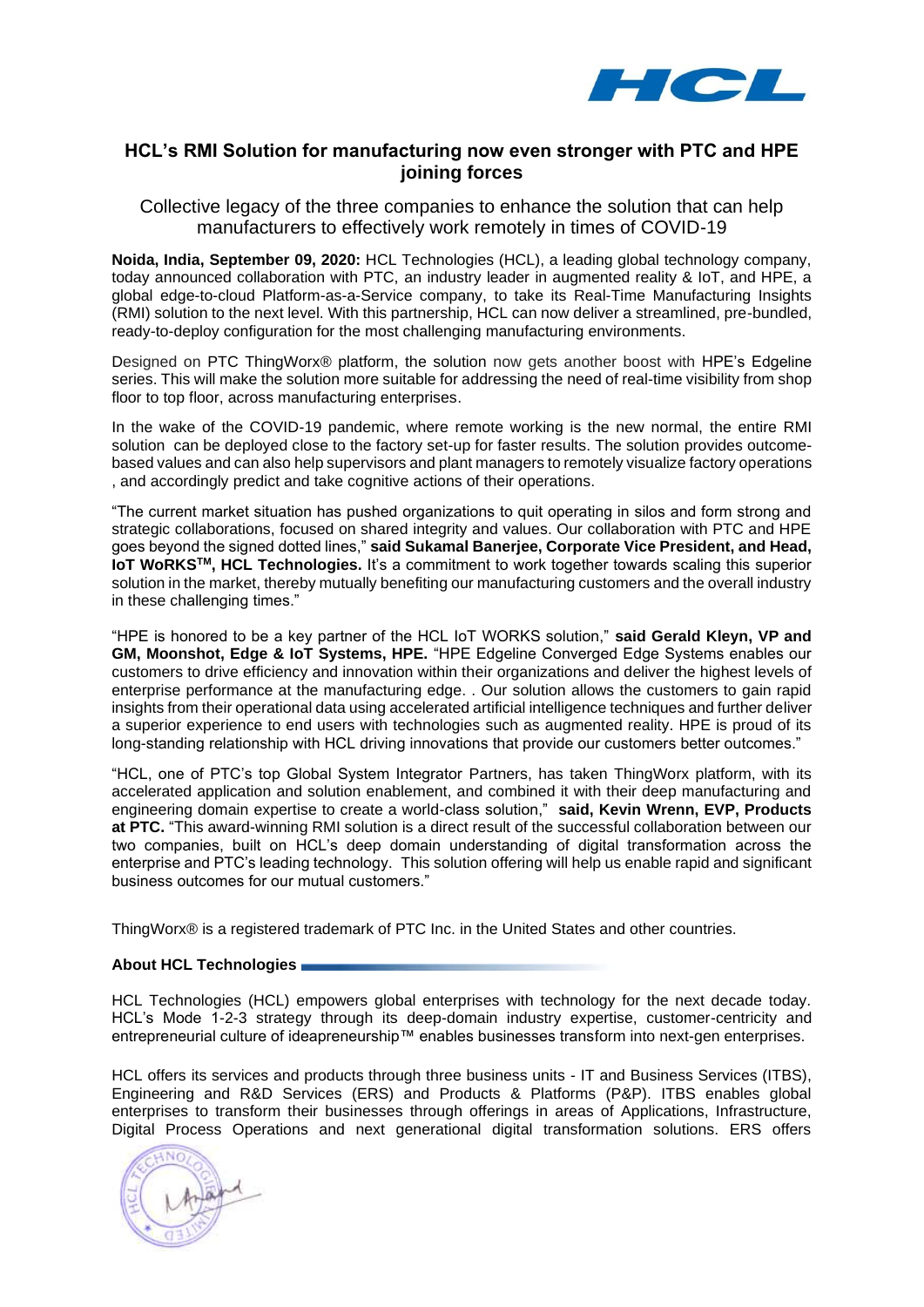## HCL's RMI Solution for manufacturing now even stronger with PTC and HPE joining forces

Collective legacy of the three companies to enhance the solution that can help manufacturers to effectively work remotely in times of COVID-19

**Noida, India, September 09, 2020:** HCL Technologies (HCL), a leading global technology company, today announced collaboration with PTC, an industry leader in augmented reality & IoT, and HPE, a global edge-to-cloud Platform-as-a-Service company, to take its Real-Time Manufacturing Insights (RMI) solution to the next level. With this partnership, HCL can now deliver a streamlined, pre-bundled, ready-to-deploy configuration for the most challenging manufacturing environments.

Designed on PTC ThingWorx® platform, the solution now gets another boost with HPE's Edgeline series. This will make the solution more suitable for addressing the need of real-time visibility from shop floor to top floor, across manufacturing enterprises.

In the wake of the COVID-19 pandemic, where remote working is the new normal, the entire RMI solution can be deployed close to the factory set-up for faster results. The solution provides outcome-based values and can also help supervisors and plant managers to remotely visualize factory operations , and accordingly predict and take cognitive actions of their operations.

"The current market situation has pushed organizations to quit operating in silos and form strong and strategic collaborations, focused on shared integrity and values. Our collaboration with PTC and HPE goes beyond the signed dotted lines," **said Sukamal Banerjee, Corporate Vice President, and Head, IoT WoRKS™, HCL Technologies.** It's a commitment to work together towards scaling this superior solution in the market, thereby mutually benefiting our manufacturing customers and the overall industry in these challenging times."

"HPE is honored to be a key partner of the HCL IoT WORKS solution," **said Gerald Kleyn, VP and GM, Moonshot, Edge & IoT Systems, HPE.** "HPE Edgeline Converged Edge Systems enables our customers to drive efficiency and innovation within their organizations and deliver the highest levels of enterprise performance at the manufacturing edge. . Our solution allows the customers to gain rapid insights from their operational data using accelerated artificial intelligence techniques and further deliver a superior experience to end users with technologies such as augmented reality. HPE is proud of its long-standing relationship with HCL driving innovations that provide our customers better outcomes."

"HCL, one of PTC's top Global System Integrator Partners, has taken ThingWorx platform, with its accelerated application and solution enablement, and combined it with their deep manufacturing and engineering domain expertise to create a world-class solution," **said, Kevin Wrenn, EVP, Products at PTC.** "This award-winning RMI solution is a direct result of the successful collaboration between our two companies, built on HCL's deep domain understanding of digital transformation across the enterprise and PTC's leading technology. This solution offering will help us enable rapid and significant business outcomes for our mutual customers."

ThingWorx® is a registered trademark of PTC Inc. in the United States and other countries.

**About HCL Technologies**

HCL Technologies (HCL) empowers global enterprises with technology for the next decade today. HCL's Mode 1-2-3 strategy through its deep-domain industry expertise, customer-centricity and entrepreneurial culture of ideapreneurship™ enables businesses transform into next-gen enterprises.

HCL offers its services and products through three business units - IT and Business Services (ITBS), Engineering and R&D Services (ERS) and Products & Platforms (P&P). ITBS enables global enterprises to transform their businesses through offerings in areas of Applications, Infrastructure, Digital Process Operations and next generational digital transformation solutions. ERS offers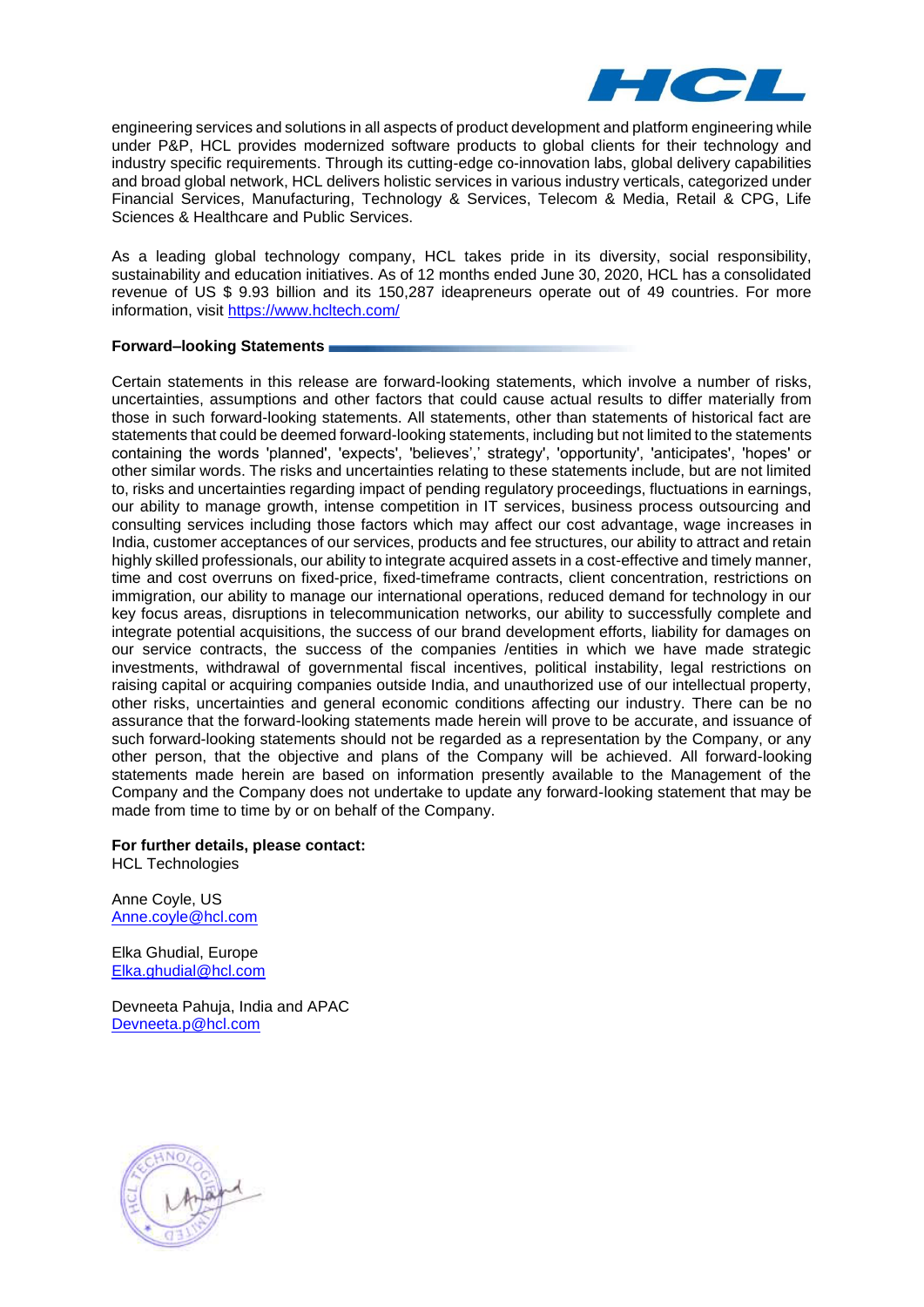engineering services and solutions in all aspects of product development and platform engineering while under P&P, HCL provides modernized software products to global clients for their technology and industry specific requirements. Through its cutting-edge co-innovation labs, global delivery capabilities and broad global network, HCL delivers holistic services in various industry verticals, categorized under Financial Services, Manufacturing, Technology & Services, Telecom & Media, Retail & CPG, Life Sciences & Healthcare and Public Services.

As a leading global technology company, HCL takes pride in its diversity, social responsibility, sustainability and education initiatives. As of 12 months ended June 30, 2020, HCL has a consolidated revenue of US $ 9.93 billion and its 150,287 ideapreneurs operate out of 49 countries. For more information, visit [https://www.hcltech.com/](https://www.hcltech.com/)

**Forward–looking Statements**

Certain statements in this release are forward-looking statements, which involve a number of risks, uncertainties, assumptions and other factors that could cause actual results to differ materially from those in such forward-looking statements. All statements, other than statements of historical fact are statements that could be deemed forward-looking statements, including but not limited to the statements containing the words 'planned', 'expects', 'believes',' strategy', 'opportunity', 'anticipates', 'hopes' or other similar words. The risks and uncertainties relating to these statements include, but are not limited to, risks and uncertainties regarding impact of pending regulatory proceedings, fluctuations in earnings, our ability to manage growth, intense competition in IT services, business process outsourcing and consulting services including those factors which may affect our cost advantage, wage increases in India, customer acceptances of our services, products and fee structures, our ability to attract and retain highly skilled professionals, our ability to integrate acquired assets in a cost-effective and timely manner, time and cost overruns on fixed-price, fixed-timeframe contracts, client concentration, restrictions on immigration, our ability to manage our international operations, reduced demand for technology in our key focus areas, disruptions in telecommunication networks, our ability to successfully complete and integrate potential acquisitions, the success of our brand development efforts, liability for damages on our service contracts, the success of the companies /entities in which we have made strategic investments, withdrawal of governmental fiscal incentives, political instability, legal restrictions on raising capital or acquiring companies outside India, and unauthorized use of our intellectual property, other risks, uncertainties and general economic conditions affecting our industry. There can be no assurance that the forward-looking statements made herein will prove to be accurate, and issuance of such forward-looking statements should not be regarded as a representation by the Company, or any other person, that the objective and plans of the Company will be achieved. All forward-looking statements made herein are based on information presently available to the Management of the Company and the Company does not undertake to update any forward-looking statement that may be made from time to time by or on behalf of the Company.

**For further details, please contact:**
HCL Technologies

Anne Coyle, US
[Anne.coyle@hcl.com](mailto:Anne.coyle@hcl.com)

Elka Ghudial, Europe
[Elka.ghudial@hcl.com](mailto:Elka.ghudial@hcl.com)

Devneeta Pahuja, India and APAC
[Devneeta.p@hcl.com](mailto:Devneeta.p@hcl.com)